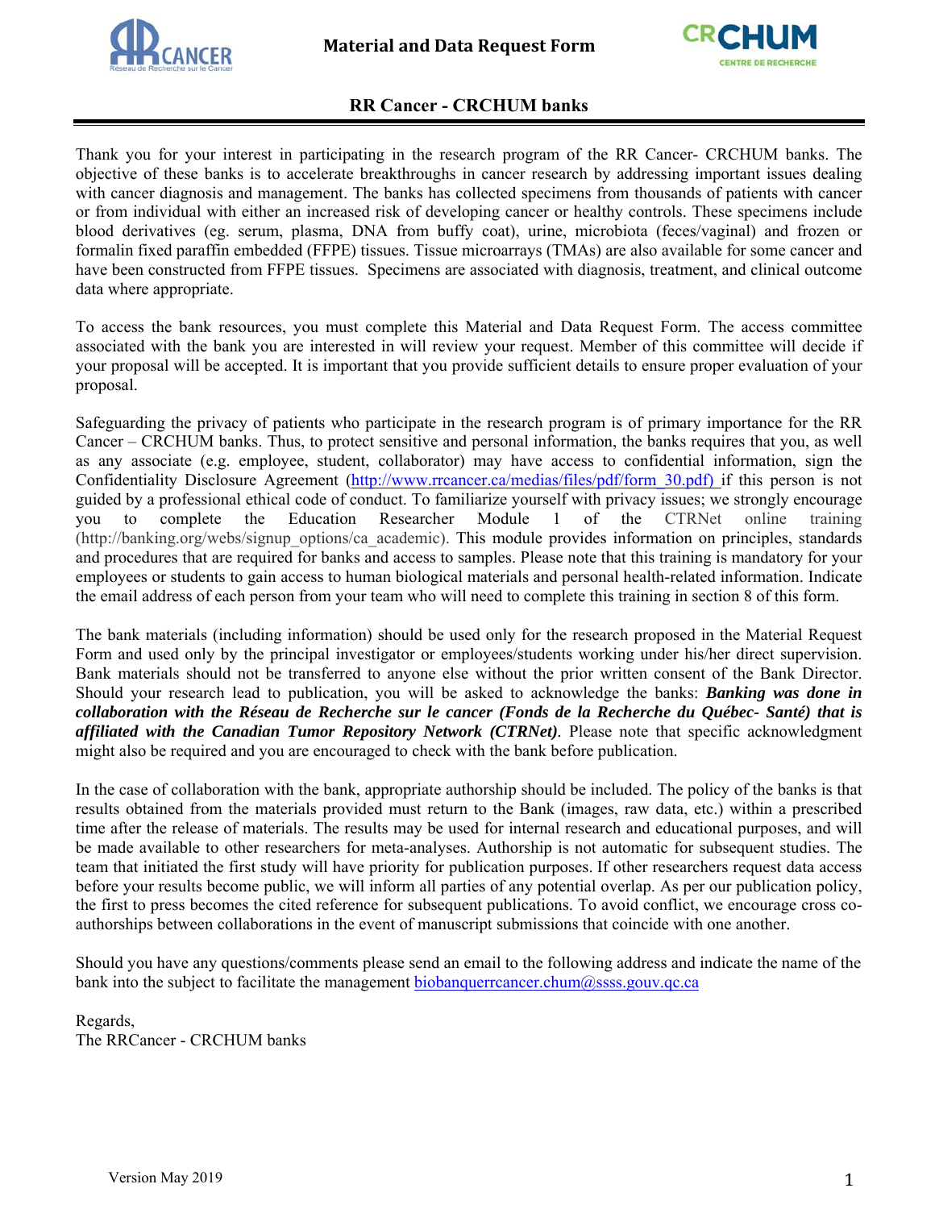# Material and Data Request Form

## RR Cancer - CRCHUM banks

Thank you for your interest in participating in the research program of the RR Cancer- CRCHUM banks. The objective of these banks is to accelerate breakthroughs in cancer research by addressing important issues dealing with cancer diagnosis and management. The banks has collected specimens from thousands of patients with cancer or from individual with either an increased risk of developing cancer or healthy controls. These specimens include blood derivatives (eg. serum, plasma, DNA from buffy coat), urine, microbiota (feces/vaginal) and frozen or formalin fixed paraffin embedded (FFPE) tissues. Tissue microarrays (TMAs) are also available for some cancer and have been constructed from FFPE tissues. Specimens are associated with diagnosis, treatment, and clinical outcome data where appropriate.

To access the bank resources, you must complete this Material and Data Request Form. The access committee associated with the bank you are interested in will review your request. Member of this committee will decide if your proposal will be accepted. It is important that you provide sufficient details to ensure proper evaluation of your proposal.

Safeguarding the privacy of patients who participate in the research program is of primary importance for the RR Cancer – CRCHUM banks. Thus, to protect sensitive and personal information, the banks requires that you, as well as any associate (e.g. employee, student, collaborator) may have access to confidential information, sign the Confidentiality Disclosure Agreement (http://www.rrcancer.ca/medias/files/pdf/form_30.pdf) if this person is not guided by a professional ethical code of conduct. To familiarize yourself with privacy issues; we strongly encourage you to complete the Education Researcher Module 1 of the CTRNet online training (http://banking.org/webs/signup_options/ca_academic). This module provides information on principles, standards and procedures that are required for banks and access to samples. Please note that this training is mandatory for your employees or students to gain access to human biological materials and personal health-related information. Indicate the email address of each person from your team who will need to complete this training in section 8 of this form.

The bank materials (including information) should be used only for the research proposed in the Material Request Form and used only by the principal investigator or employees/students working under his/her direct supervision. Bank materials should not be transferred to anyone else without the prior written consent of the Bank Director. Should your research lead to publication, you will be asked to acknowledge the banks: ***Banking was done in collaboration with the Réseau de Recherche sur le cancer (Fonds de la Recherche du Québec- Santé) that is affiliated with the Canadian Tumor Repository Network (CTRNet)***. Please note that specific acknowledgment might also be required and you are encouraged to check with the bank before publication.

In the case of collaboration with the bank, appropriate authorship should be included. The policy of the banks is that results obtained from the materials provided must return to the Bank (images, raw data, etc.) within a prescribed time after the release of materials. The results may be used for internal research and educational purposes, and will be made available to other researchers for meta-analyses. Authorship is not automatic for subsequent studies. The team that initiated the first study will have priority for publication purposes. If other researchers request data access before your results become public, we will inform all parties of any potential overlap. As per our publication policy, the first to press becomes the cited reference for subsequent publications. To avoid conflict, we encourage cross co-authorships between collaborations in the event of manuscript submissions that coincide with one another.

Should you have any questions/comments please send an email to the following address and indicate the name of the bank into the subject to facilitate the management biobanquerrcancer.chum@ssss.gouv.qc.ca

Regards,
The RRCancer - CRCHUM banks

Version May 2019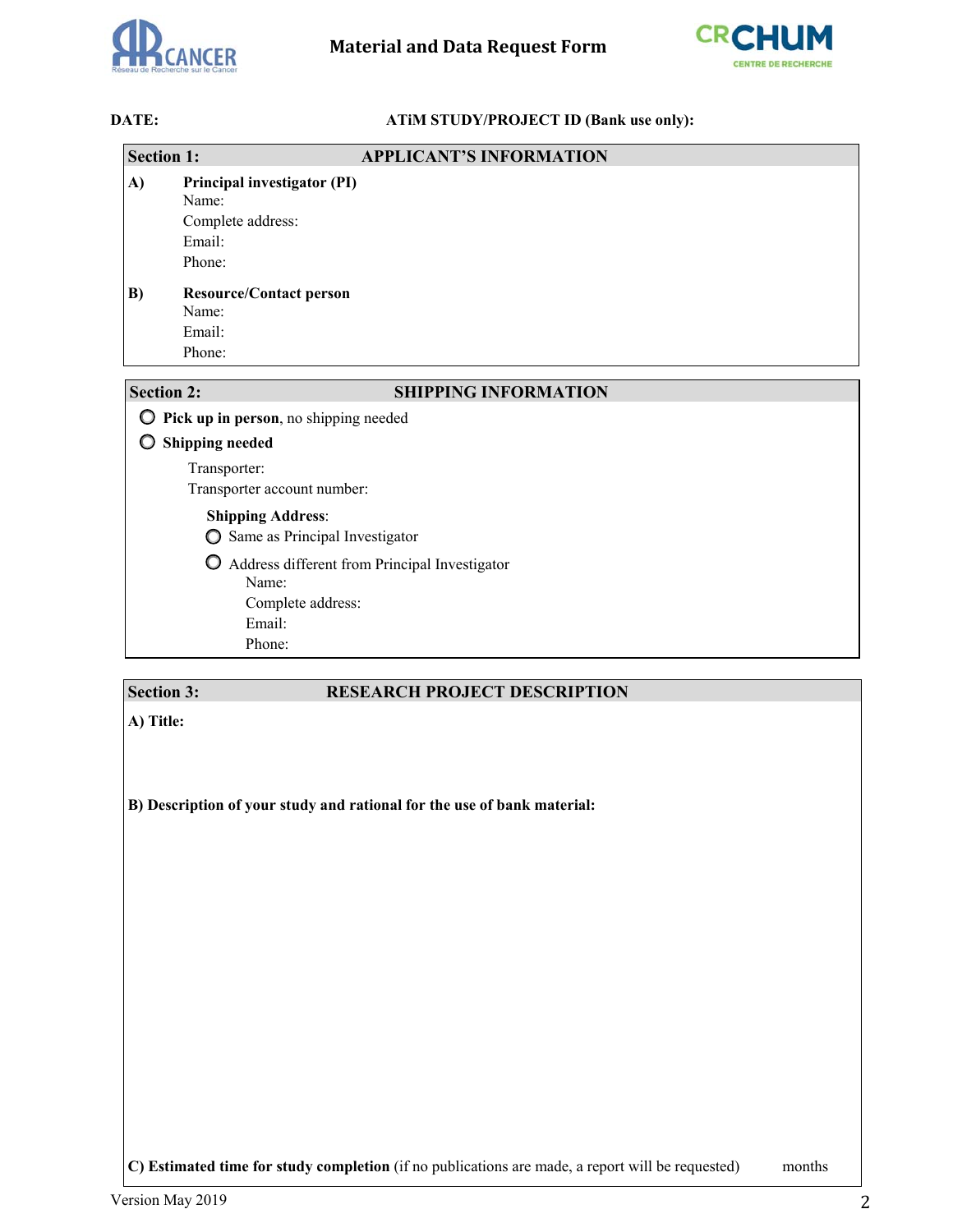# Material and Data Request Form

**DATE:** **ATiM STUDY/PROJECT ID (Bank use only):**

## Section 1: APPLICANT'S INFORMATION

**A) Principal investigator (PI)**

Name:

Complete address:

Email:

Phone:

**B) Resource/Contact person**

Name:

Email:

Phone:

## Section 2: SHIPPING INFORMATION

- ○ **Pick up in person**, no shipping needed
- ○ **Shipping needed**

Transporter:

Transporter account number:

**Shipping Address**:

- ○ Same as Principal Investigator
- ○ Address different from Principal Investigator

Name:

Complete address:

Email:

Phone:

## Section 3: RESEARCH PROJECT DESCRIPTION

**A) Title:**

**B) Description of your study and rational for the use of bank material:**

**C) Estimated time for study completion** (if no publications are made, a report will be requested) months

Version May 2019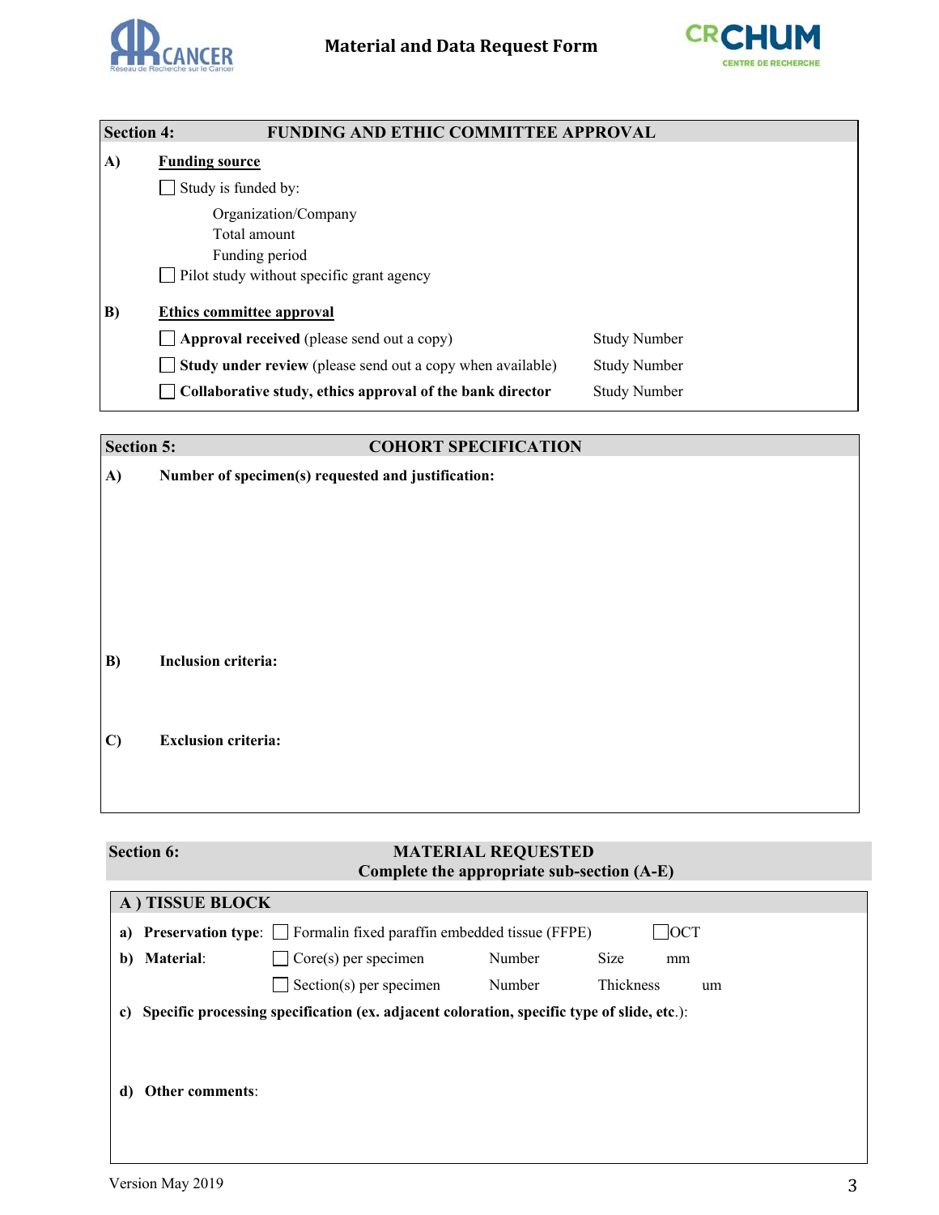## Section 4: FUNDING AND ETHIC COMMITTEE APPROVAL

**A) Funding source**

- ☐ Study is funded by:
  - Organization/Company
  - Total amount
  - Funding period
- ☐ Pilot study without specific grant agency

**B) Ethics committee approval**

- ☐ **Approval received** (please send out a copy) — Study Number
- ☐ **Study under review** (please send out a copy when available) — Study Number
- ☐ **Collaborative study, ethics approval of the bank director** — Study Number

## Section 5: COHORT SPECIFICATION

**A) Number of specimen(s) requested and justification:**

**B) Inclusion criteria:**

**C) Exclusion criteria:**

## Section 6: MATERIAL REQUESTED

**Complete the appropriate sub-section (A-E)**

### A ) TISSUE BLOCK

**a) Preservation type:** ☐ Formalin fixed paraffin embedded tissue (FFPE) ☐ OCT

**b) Material:**
- ☐ Core(s) per specimen — Number — Size — mm
- ☐ Section(s) per specimen — Number — Thickness — um

**c) Specific processing specification (ex. adjacent coloration, specific type of slide, etc.):**

**d) Other comments:**

Version May 2019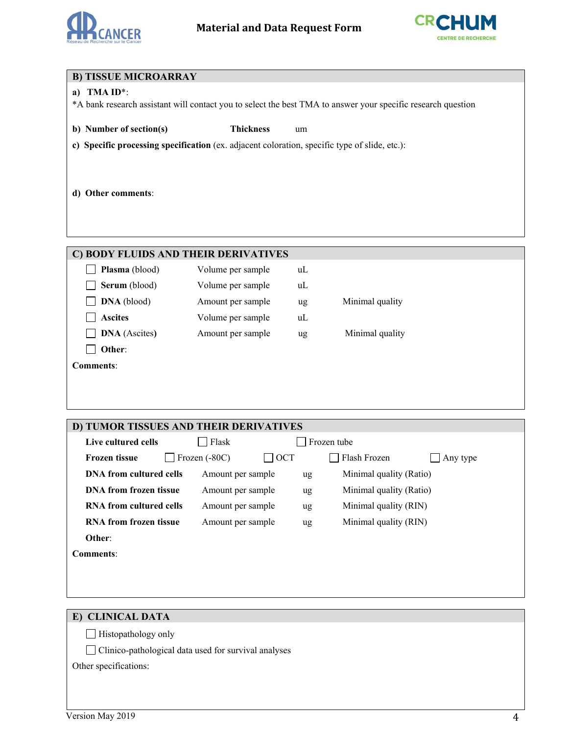## B) TISSUE MICROARRAY

**a) TMA ID***:

*A bank research assistant will contact you to select the best TMA to answer your specific research question

**b) Number of section(s)** **Thickness** um

**c) Specific processing specification** (ex. adjacent coloration, specific type of slide, etc.):

**d) Other comments**:

## C) BODY FLUIDS AND THEIR DERIVATIVES

| | | | |
|---|---|---|---|
| ☐ **Plasma** (blood) | Volume per sample | uL | |
| ☐ **Serum** (blood) | Volume per sample | uL | |
| ☐ **DNA** (blood) | Amount per sample | ug | Minimal quality |
| ☐ **Ascites** | Volume per sample | uL | |
| ☐ **DNA** (Ascites) | Amount per sample | ug | Minimal quality |
| ☐ **Other**: | | | |

**Comments**:

## D) TUMOR TISSUES AND THEIR DERIVATIVES

**Live cultured cells** ☐ Flask ☐ Frozen tube

**Frozen tissue** ☐ Frozen (-80C) ☐ OCT ☐ Flash Frozen ☐ Any type

| | | | |
|---|---|---|---|
| **DNA from cultured cells** | Amount per sample | ug | Minimal quality (Ratio) |
| **DNA from frozen tissue** | Amount per sample | ug | Minimal quality (Ratio) |
| **RNA from cultured cells** | Amount per sample | ug | Minimal quality (RIN) |
| **RNA from frozen tissue** | Amount per sample | ug | Minimal quality (RIN) |

**Other**:

**Comments**:

## E) CLINICAL DATA

☐ Histopathology only

☐ Clinico-pathological data used for survival analyses

Other specifications:

Version May 2019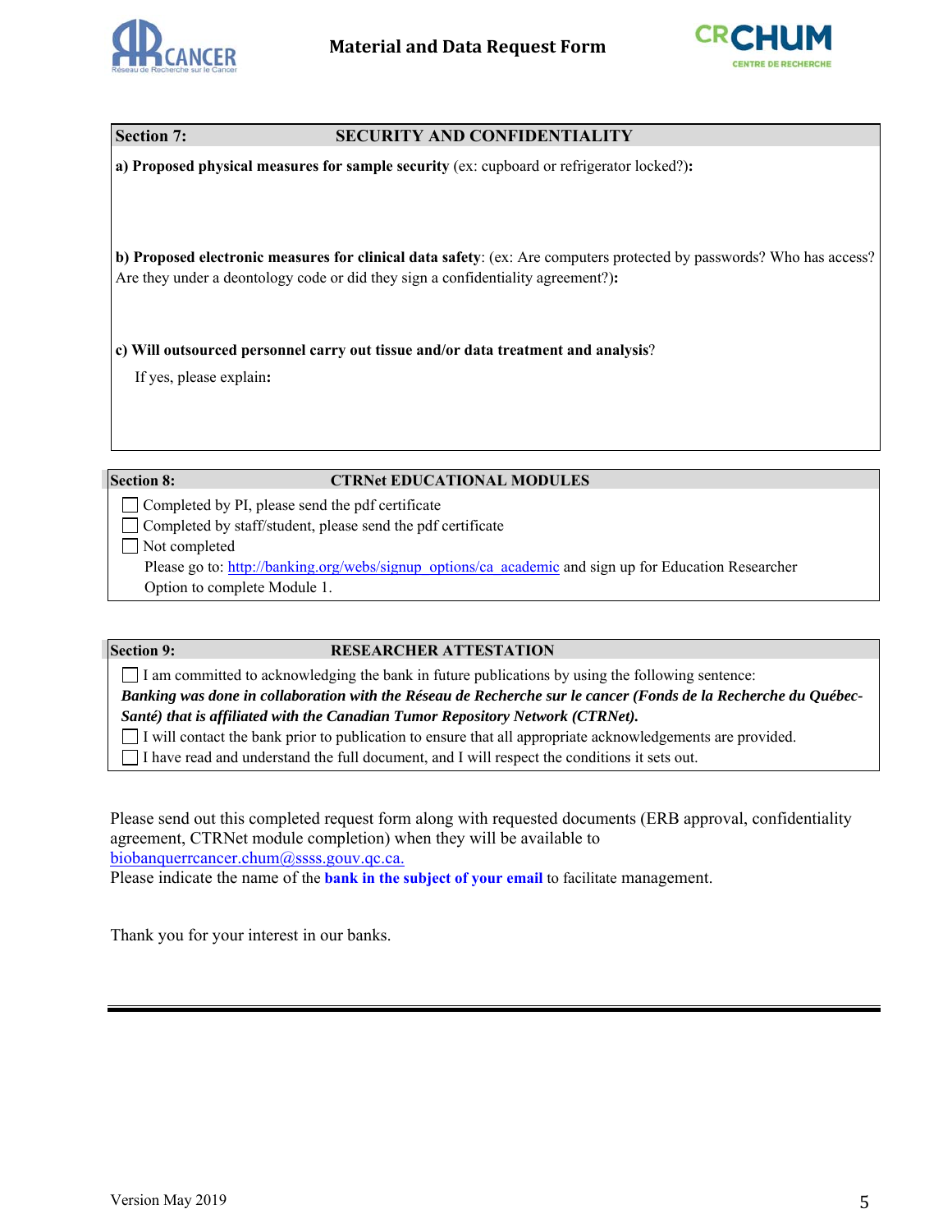## Section 7: SECURITY AND CONFIDENTIALITY

**a) Proposed physical measures for sample security** (ex: cupboard or refrigerator locked?)**:**

**b) Proposed electronic measures for clinical data safety**: (ex: Are computers protected by passwords? Who has access? Are they under a deontology code or did they sign a confidentiality agreement?)**:**

**c) Will outsourced personnel carry out tissue and/or data treatment and analysis**?

If yes, please explain**:**

## Section 8: CTRNet EDUCATIONAL MODULES

- ☐ Completed by PI, please send the pdf certificate
- ☐ Completed by staff/student, please send the pdf certificate
- ☐ Not completed

  Please go to: http://banking.org/webs/signup_options/ca_academic and sign up for Education Researcher Option to complete Module 1.

## Section 9: RESEARCHER ATTESTATION

- ☐ I am committed to acknowledging the bank in future publications by using the following sentence:

  ***Banking was done in collaboration with the Réseau de Recherche sur le cancer (Fonds de la Recherche du Québec-Santé) that is affiliated with the Canadian Tumor Repository Network (CTRNet).***

- ☐ I will contact the bank prior to publication to ensure that all appropriate acknowledgements are provided.
- ☐ I have read and understand the full document, and I will respect the conditions it sets out.

Please send out this completed request form along with requested documents (ERB approval, confidentiality agreement, CTRNet module completion) when they will be available to biobanquerrcancer.chum@ssss.gouv.qc.ca.

Please indicate the name of the **bank in the subject of your email** to facilitate management.

Thank you for your interest in our banks.

Version May 2019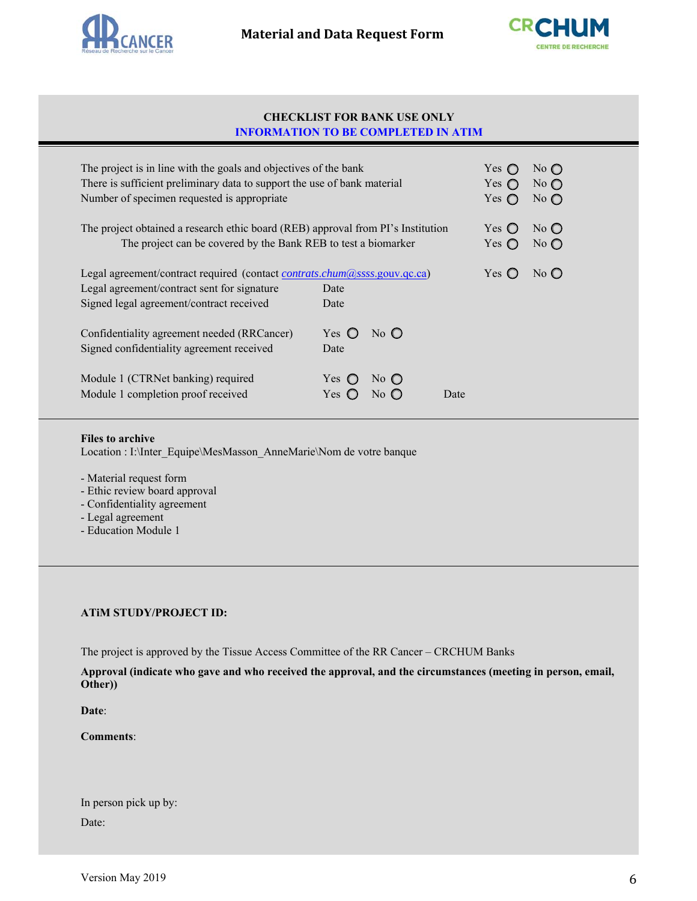**Material and Data Request Form**

**CHECKLIST FOR BANK USE ONLY**
**INFORMATION TO BE COMPLETED IN ATIM**

The project is in line with the goals and objectives of the bank Yes ◯ No ◯
There is sufficient preliminary data to support the use of bank material Yes ◯ No ◯
Number of specimen requested is appropriate Yes ◯ No ◯

The project obtained a research ethic board (REB) approval from PI's Institution Yes ◯ No ◯
The project can be covered by the Bank REB to test a biomarker Yes ◯ No ◯

Legal agreement/contract required (contact *contrats.chum@ssss.gouv.qc.ca*) Yes ◯ No ◯
Legal agreement/contract sent for signature Date
Signed legal agreement/contract received Date

Confidentiality agreement needed (RRCancer) Yes ◯ No ◯
Signed confidentiality agreement received Date

Module 1 (CTRNet banking) required Yes ◯ No ◯
Module 1 completion proof received Yes ◯ No ◯ Date

**Files to archive**
Location : I:\Inter_Equipe\MesMasson_AnneMarie\Nom de votre banque

- Material request form
- Ethic review board approval
- Confidentiality agreement
- Legal agreement
- Education Module 1

**ATiM STUDY/PROJECT ID:**

The project is approved by the Tissue Access Committee of the RR Cancer – CRCHUM Banks

**Approval (indicate who gave and who received the approval, and the circumstances (meeting in person, email, Other))**

**Date**:

**Comments**:

In person pick up by:

Date:

Version May 2019